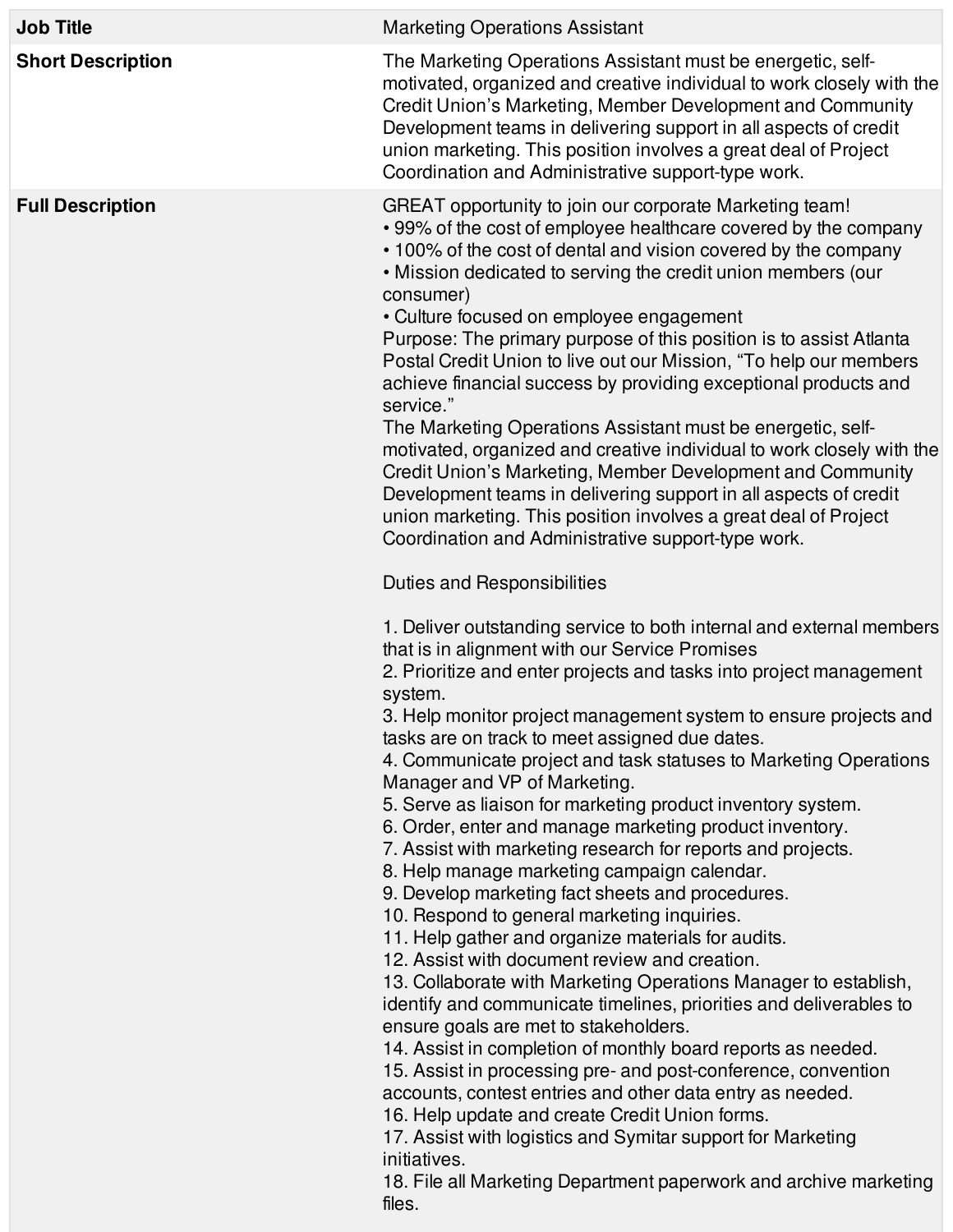| Job Title | Marketing Operations Assistant |
|---|---|
| **Short Description** | The Marketing Operations Assistant must be energetic, self-motivated, organized and creative individual to work closely with the Credit Union's Marketing, Member Development and Community Development teams in delivering support in all aspects of credit union marketing. This position involves a great deal of Project Coordination and Administrative support-type work. |
| **Full Description** | GREAT opportunity to join our corporate Marketing team!<br>• 99% of the cost of employee healthcare covered by the company<br>• 100% of the cost of dental and vision covered by the company<br>• Mission dedicated to serving the credit union members (our consumer)<br>• Culture focused on employee engagement<br>Purpose: The primary purpose of this position is to assist Atlanta Postal Credit Union to live out our Mission, "To help our members achieve financial success by providing exceptional products and service."<br>The Marketing Operations Assistant must be energetic, self-motivated, organized and creative individual to work closely with the Credit Union's Marketing, Member Development and Community Development teams in delivering support in all aspects of credit union marketing. This position involves a great deal of Project Coordination and Administrative support-type work.<br><br>Duties and Responsibilities<br><br>1. Deliver outstanding service to both internal and external members that is in alignment with our Service Promises<br>2. Prioritize and enter projects and tasks into project management system.<br>3. Help monitor project management system to ensure projects and tasks are on track to meet assigned due dates.<br>4. Communicate project and task statuses to Marketing Operations Manager and VP of Marketing.<br>5. Serve as liaison for marketing product inventory system.<br>6. Order, enter and manage marketing product inventory.<br>7. Assist with marketing research for reports and projects.<br>8. Help manage marketing campaign calendar.<br>9. Develop marketing fact sheets and procedures.<br>10. Respond to general marketing inquiries.<br>11. Help gather and organize materials for audits.<br>12. Assist with document review and creation.<br>13. Collaborate with Marketing Operations Manager to establish, identify and communicate timelines, priorities and deliverables to ensure goals are met to stakeholders.<br>14. Assist in completion of monthly board reports as needed.<br>15. Assist in processing pre- and post-conference, convention accounts, contest entries and other data entry as needed.<br>16. Help update and create Credit Union forms.<br>17. Assist with logistics and Symitar support for Marketing initiatives.<br>18. File all Marketing Department paperwork and archive marketing files. |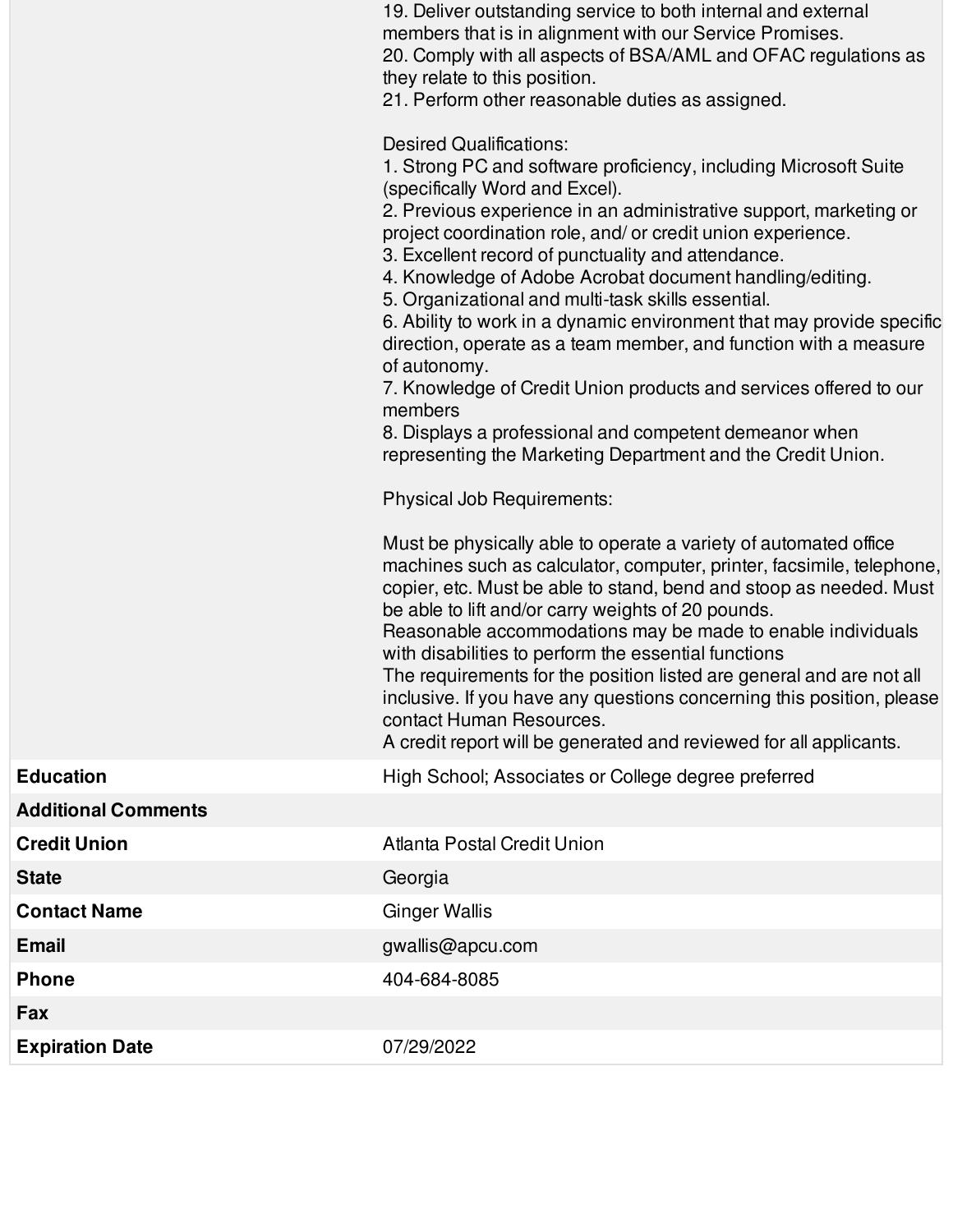| | |
|---|---|
| | 19. Deliver outstanding service to both internal and external members that is in alignment with our Service Promises.<br>20. Comply with all aspects of BSA/AML and OFAC regulations as they relate to this position.<br>21. Perform other reasonable duties as assigned.<br><br>Desired Qualifications:<br>1. Strong PC and software proficiency, including Microsoft Suite (specifically Word and Excel).<br>2. Previous experience in an administrative support, marketing or project coordination role, and/ or credit union experience.<br>3. Excellent record of punctuality and attendance.<br>4. Knowledge of Adobe Acrobat document handling/editing.<br>5. Organizational and multi-task skills essential.<br>6. Ability to work in a dynamic environment that may provide specific direction, operate as a team member, and function with a measure of autonomy.<br>7. Knowledge of Credit Union products and services offered to our members<br>8. Displays a professional and competent demeanor when representing the Marketing Department and the Credit Union.<br><br>Physical Job Requirements:<br><br>Must be physically able to operate a variety of automated office machines such as calculator, computer, printer, facsimile, telephone, copier, etc. Must be able to stand, bend and stoop as needed. Must be able to lift and/or carry weights of 20 pounds.<br>Reasonable accommodations may be made to enable individuals with disabilities to perform the essential functions<br>The requirements for the position listed are general and are not all inclusive. If you have any questions concerning this position, please contact Human Resources.<br>A credit report will be generated and reviewed for all applicants. |
| **Education** | High School; Associates or College degree preferred |
| **Additional Comments** | |
| **Credit Union** | Atlanta Postal Credit Union |
| **State** | Georgia |
| **Contact Name** | Ginger Wallis |
| **Email** | gwallis@apcu.com |
| **Phone** | 404-684-8085 |
| **Fax** | |
| **Expiration Date** | 07/29/2022 |